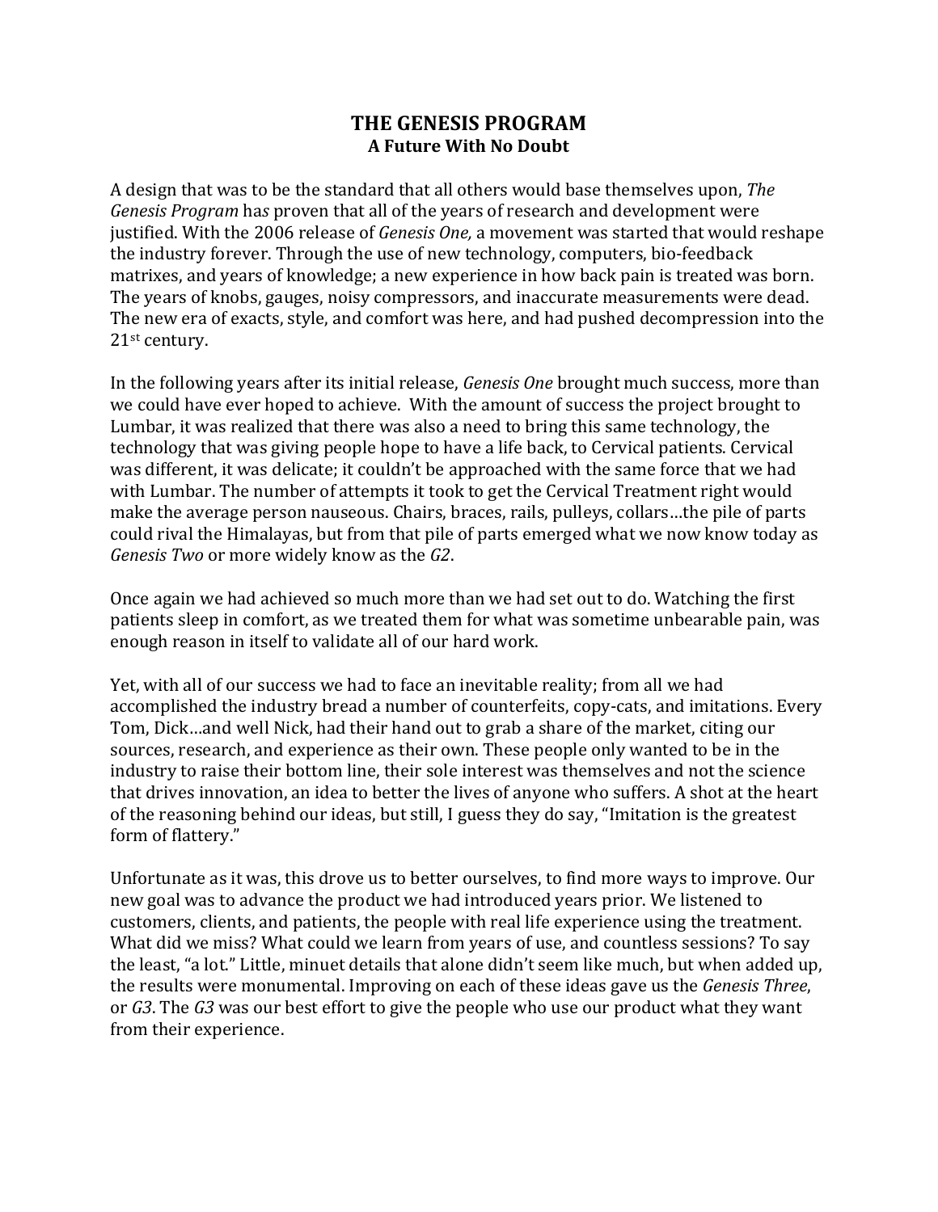# THE GENESIS PROGRAM

**A Future With No Doubt**

A design that was to be the standard that all others would base themselves upon, *The Genesis Program* has proven that all of the years of research and development were justified. With the 2006 release of *Genesis One,* a movement was started that would reshape the industry forever. Through the use of new technology, computers, bio-feedback matrixes, and years of knowledge; a new experience in how back pain is treated was born. The years of knobs, gauges, noisy compressors, and inaccurate measurements were dead. The new era of exacts, style, and comfort was here, and had pushed decompression into the 21st century.

In the following years after its initial release, *Genesis One* brought much success, more than we could have ever hoped to achieve. With the amount of success the project brought to Lumbar, it was realized that there was also a need to bring this same technology, the technology that was giving people hope to have a life back, to Cervical patients. Cervical was different, it was delicate; it couldn't be approached with the same force that we had with Lumbar. The number of attempts it took to get the Cervical Treatment right would make the average person nauseous. Chairs, braces, rails, pulleys, collars…the pile of parts could rival the Himalayas, but from that pile of parts emerged what we now know today as *Genesis Two* or more widely know as the *G2*.

Once again we had achieved so much more than we had set out to do. Watching the first patients sleep in comfort, as we treated them for what was sometime unbearable pain, was enough reason in itself to validate all of our hard work.

Yet, with all of our success we had to face an inevitable reality; from all we had accomplished the industry bread a number of counterfeits, copy-cats, and imitations. Every Tom, Dick…and well Nick, had their hand out to grab a share of the market, citing our sources, research, and experience as their own. These people only wanted to be in the industry to raise their bottom line, their sole interest was themselves and not the science that drives innovation, an idea to better the lives of anyone who suffers. A shot at the heart of the reasoning behind our ideas, but still, I guess they do say, "Imitation is the greatest form of flattery."

Unfortunate as it was, this drove us to better ourselves, to find more ways to improve. Our new goal was to advance the product we had introduced years prior. We listened to customers, clients, and patients, the people with real life experience using the treatment. What did we miss? What could we learn from years of use, and countless sessions? To say the least, "a lot." Little, minuet details that alone didn't seem like much, but when added up, the results were monumental. Improving on each of these ideas gave us the *Genesis Three*, or *G3*. The *G3* was our best effort to give the people who use our product what they want from their experience.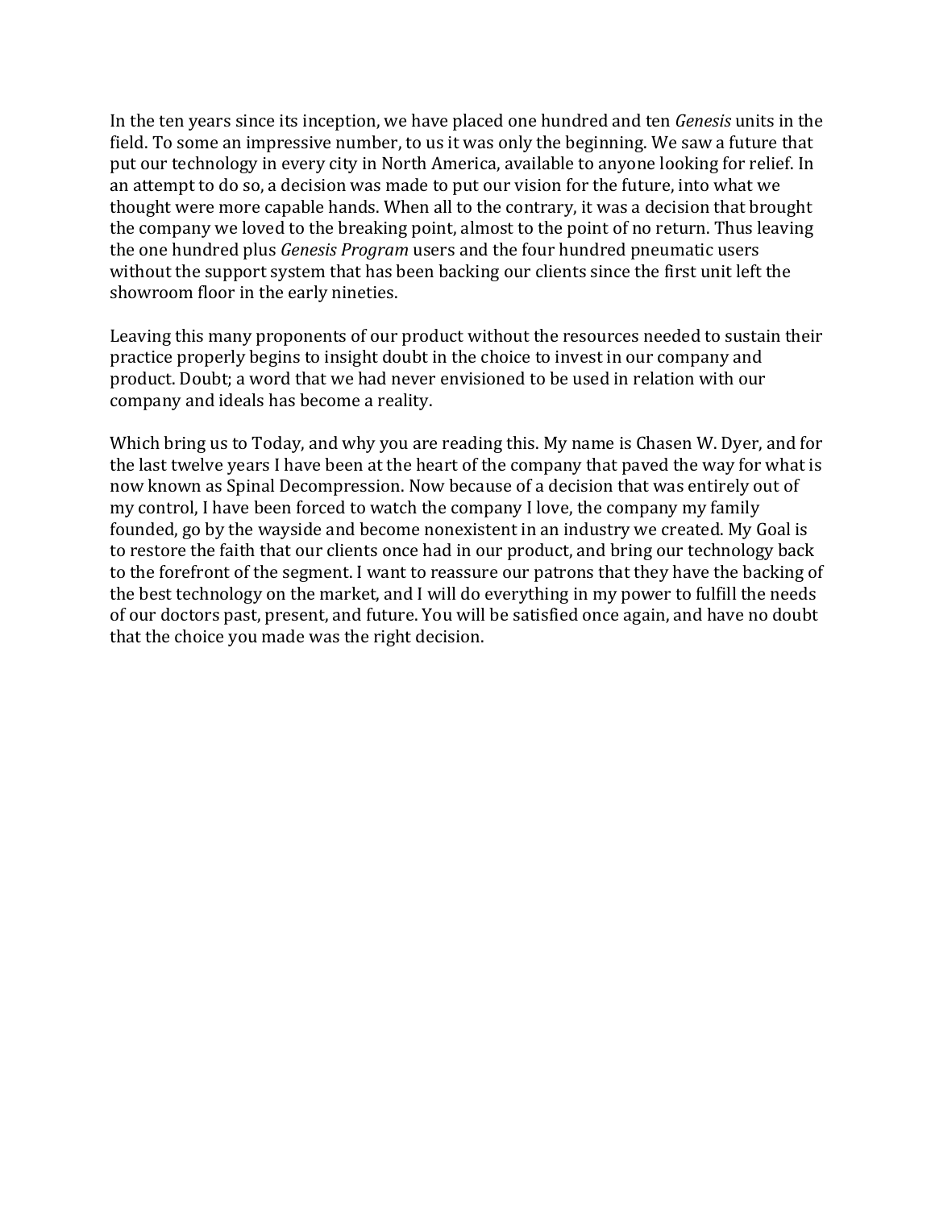In the ten years since its inception, we have placed one hundred and ten *Genesis* units in the field. To some an impressive number, to us it was only the beginning. We saw a future that put our technology in every city in North America, available to anyone looking for relief. In an attempt to do so, a decision was made to put our vision for the future, into what we thought were more capable hands. When all to the contrary, it was a decision that brought the company we loved to the breaking point, almost to the point of no return. Thus leaving the one hundred plus *Genesis Program* users and the four hundred pneumatic users without the support system that has been backing our clients since the first unit left the showroom floor in the early nineties.

Leaving this many proponents of our product without the resources needed to sustain their practice properly begins to insight doubt in the choice to invest in our company and product. Doubt; a word that we had never envisioned to be used in relation with our company and ideals has become a reality.

Which bring us to Today, and why you are reading this. My name is Chasen W. Dyer, and for the last twelve years I have been at the heart of the company that paved the way for what is now known as Spinal Decompression. Now because of a decision that was entirely out of my control, I have been forced to watch the company I love, the company my family founded, go by the wayside and become nonexistent in an industry we created. My Goal is to restore the faith that our clients once had in our product, and bring our technology back to the forefront of the segment. I want to reassure our patrons that they have the backing of the best technology on the market, and I will do everything in my power to fulfill the needs of our doctors past, present, and future. You will be satisfied once again, and have no doubt that the choice you made was the right decision.